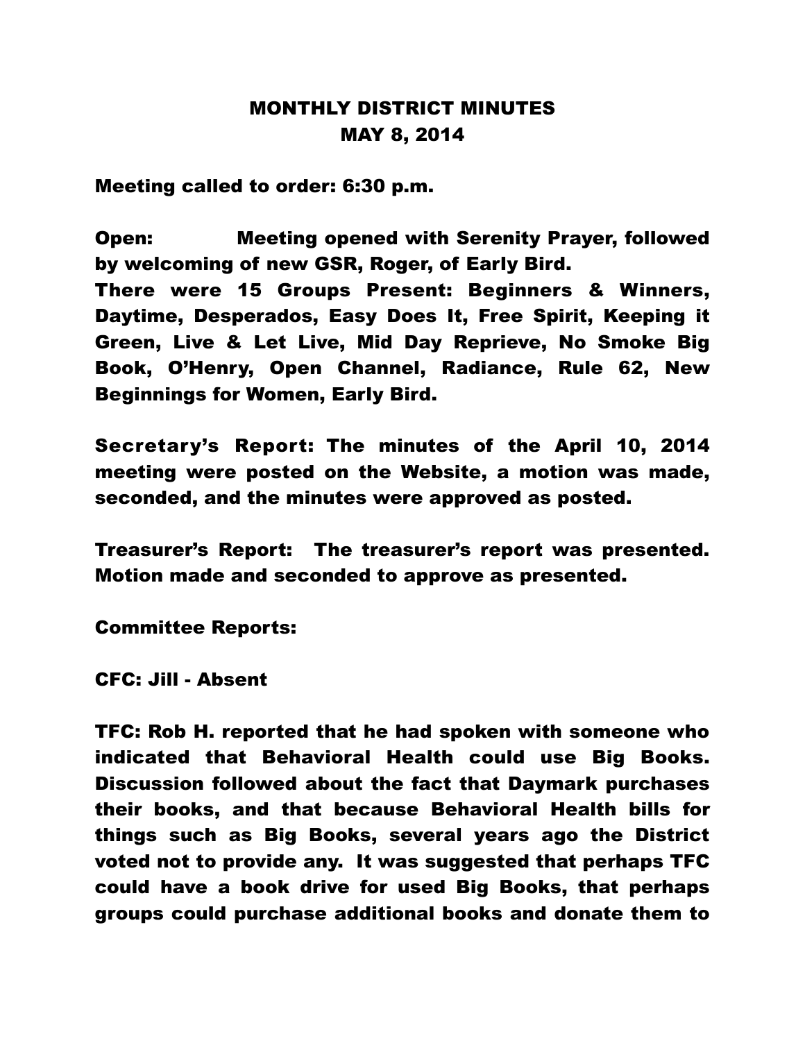# MONTHLY DISTRICT MINUTES
## MAY 8, 2014

Meeting called to order: 6:30 p.m.

Open: Meeting opened with Serenity Prayer, followed by welcoming of new GSR, Roger, of Early Bird.

There were 15 Groups Present: Beginners & Winners, Daytime, Desperados, Easy Does It, Free Spirit, Keeping it Green, Live & Let Live, Mid Day Reprieve, No Smoke Big Book, O'Henry, Open Channel, Radiance, Rule 62, New Beginnings for Women, Early Bird.

Secretary's Report: The minutes of the April 10, 2014 meeting were posted on the Website, a motion was made, seconded, and the minutes were approved as posted.

Treasurer's Report: The treasurer's report was presented. Motion made and seconded to approve as presented.

Committee Reports:

CFC: Jill - Absent

TFC: Rob H. reported that he had spoken with someone who indicated that Behavioral Health could use Big Books. Discussion followed about the fact that Daymark purchases their books, and that because Behavioral Health bills for things such as Big Books, several years ago the District voted not to provide any. It was suggested that perhaps TFC could have a book drive for used Big Books, that perhaps groups could purchase additional books and donate them to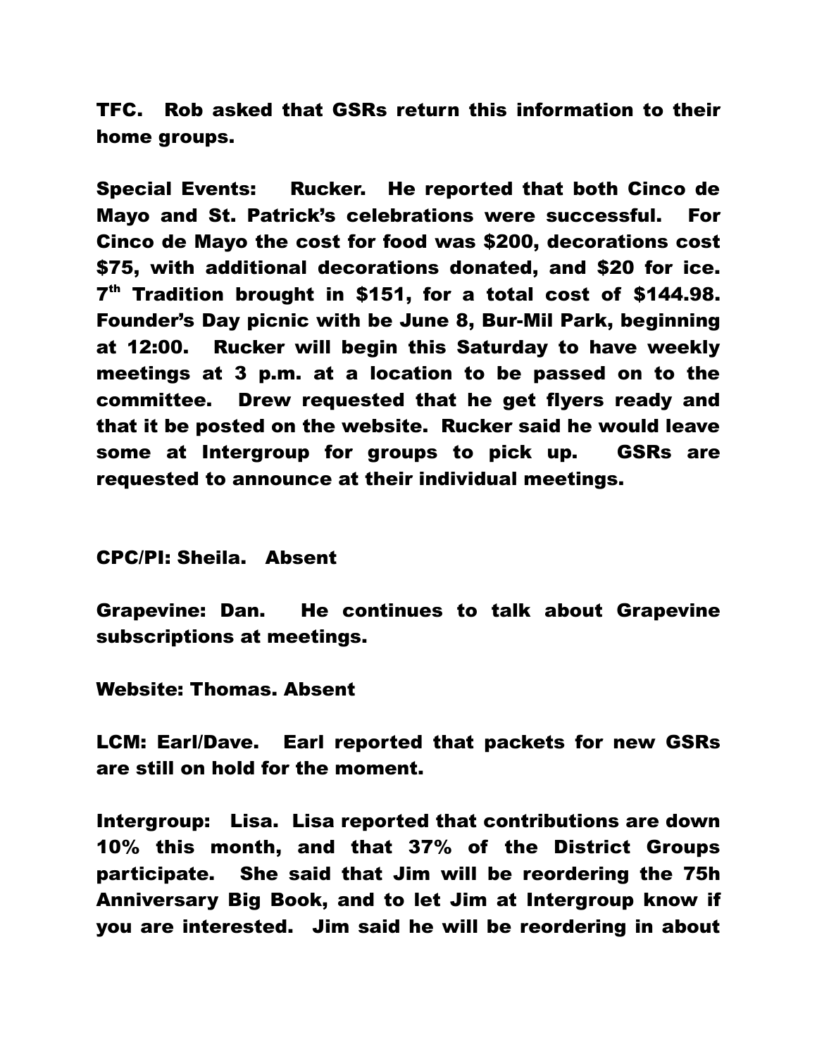**TFC. Rob asked that GSRs return this information to their home groups.**

**Special Events: Rucker. He reported that both Cinco de Mayo and St. Patrick's celebrations were successful. For Cinco de Mayo the cost for food was $200, decorations cost $75, with additional decorations donated, and $20 for ice. 7th Tradition brought in $151, for a total cost of $144.98. Founder's Day picnic with be June 8, Bur-Mil Park, beginning at 12:00. Rucker will begin this Saturday to have weekly meetings at 3 p.m. at a location to be passed on to the committee. Drew requested that he get flyers ready and that it be posted on the website. Rucker said he would leave some at Intergroup for groups to pick up. GSRs are requested to announce at their individual meetings.**

**CPC/PI: Sheila. Absent**

**Grapevine: Dan. He continues to talk about Grapevine subscriptions at meetings.**

**Website: Thomas. Absent**

**LCM: Earl/Dave. Earl reported that packets for new GSRs are still on hold for the moment.**

**Intergroup: Lisa. Lisa reported that contributions are down 10% this month, and that 37% of the District Groups participate. She said that Jim will be reordering the 75h Anniversary Big Book, and to let Jim at Intergroup know if you are interested. Jim said he will be reordering in about**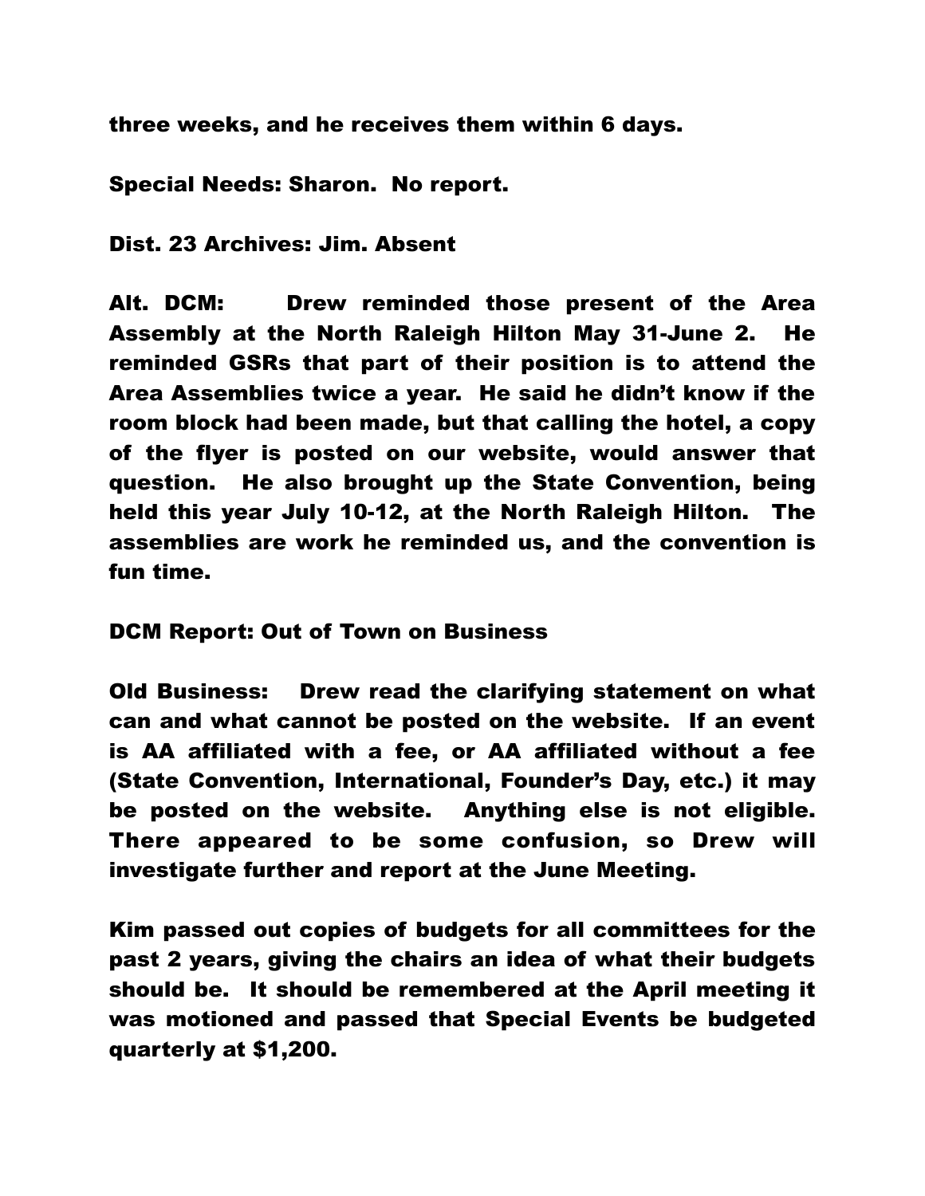three weeks, and he receives them within 6 days.

Special Needs: Sharon. No report.

Dist. 23 Archives: Jim. Absent

Alt. DCM: Drew reminded those present of the Area Assembly at the North Raleigh Hilton May 31-June 2. He reminded GSRs that part of their position is to attend the Area Assemblies twice a year. He said he didn't know if the room block had been made, but that calling the hotel, a copy of the flyer is posted on our website, would answer that question. He also brought up the State Convention, being held this year July 10-12, at the North Raleigh Hilton. The assemblies are work he reminded us, and the convention is fun time.

DCM Report: Out of Town on Business

Old Business: Drew read the clarifying statement on what can and what cannot be posted on the website. If an event is AA affiliated with a fee, or AA affiliated without a fee (State Convention, International, Founder's Day, etc.) it may be posted on the website. Anything else is not eligible. There appeared to be some confusion, so Drew will investigate further and report at the June Meeting.

Kim passed out copies of budgets for all committees for the past 2 years, giving the chairs an idea of what their budgets should be. It should be remembered at the April meeting it was motioned and passed that Special Events be budgeted quarterly at $1,200.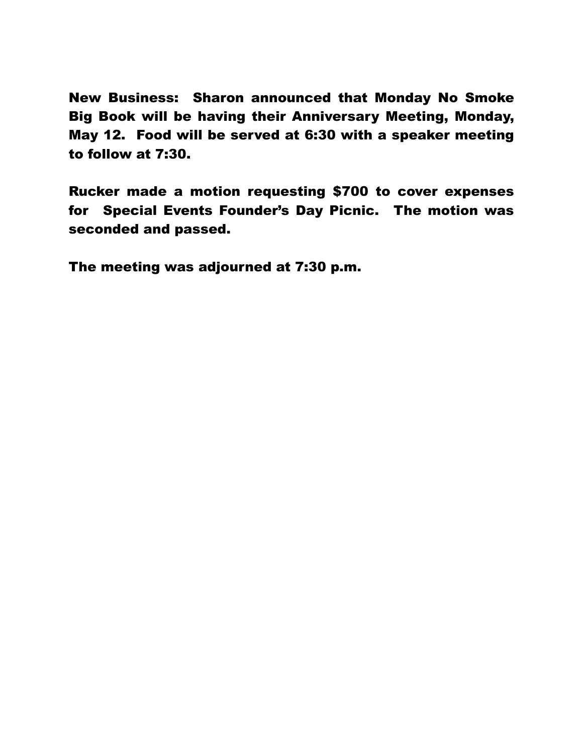**New Business: Sharon announced that Monday No Smoke Big Book will be having their Anniversary Meeting, Monday, May 12. Food will be served at 6:30 with a speaker meeting to follow at 7:30.**

**Rucker made a motion requesting $700 to cover expenses for Special Events Founder's Day Picnic. The motion was seconded and passed.**

**The meeting was adjourned at 7:30 p.m.**